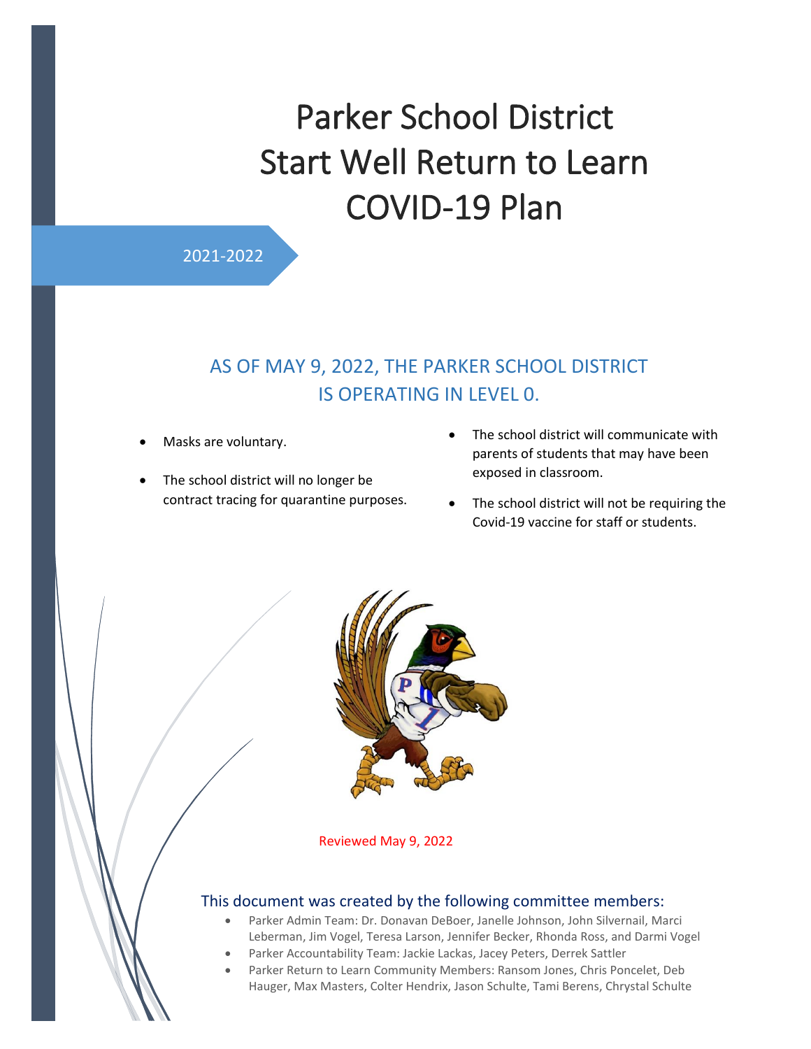# Parker School District Start Well Return to Learn COVID-19 Plan

2021-2022

## AS OF MAY 9, 2022, THE PARKER SCHOOL DISTRICT IS OPERATING IN LEVEL 0.

- Masks are voluntary.
- The school district will no longer be contract tracing for quarantine purposes.
- The school district will communicate with parents of students that may have been exposed in classroom.
- The school district will not be requiring the Covid-19 vaccine for staff or students.

Reviewed May 9, 2022

### This document was created by the following committee members:

- Parker Admin Team: Dr. Donavan DeBoer, Janelle Johnson, John Silvernail, Marci Leberman, Jim Vogel, Teresa Larson, Jennifer Becker, Rhonda Ross, and Darmi Vogel
- Parker Accountability Team: Jackie Lackas, Jacey Peters, Derrek Sattler
- Parker Return to Learn Community Members: Ransom Jones, Chris Poncelet, Deb Hauger, Max Masters, Colter Hendrix, Jason Schulte, Tami Berens, Chrystal Schulte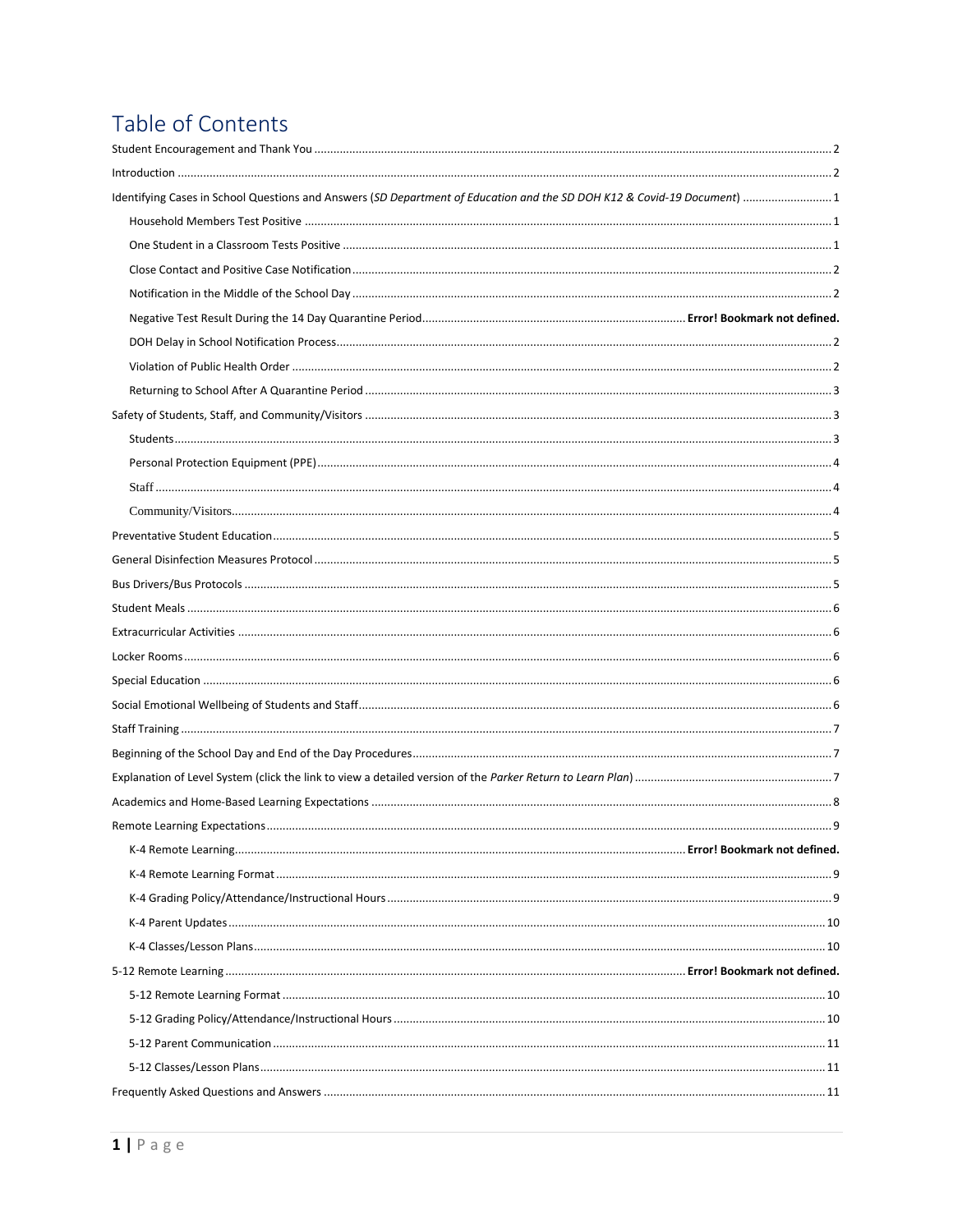# Table of Contents

Student Encouragement and Thank You ..... 2

Introduction ..... 2

Identifying Cases in School Questions and Answers (*SD Department of Education and the SD DOH K12 & Covid-19 Document*) ..... 1

- Household Members Test Positive ..... 1
- One Student in a Classroom Tests Positive ..... 1
- Close Contact and Positive Case Notification ..... 2
- Notification in the Middle of the School Day ..... 2
- Negative Test Result During the 14 Day Quarantine Period ..... **Error! Bookmark not defined.**
- DOH Delay in School Notification Process ..... 2
- Violation of Public Health Order ..... 2
- Returning to School After A Quarantine Period ..... 3

Safety of Students, Staff, and Community/Visitors ..... 3

- Students ..... 3
- Personal Protection Equipment (PPE) ..... 4
- Staff ..... 4
- Community/Visitors ..... 4

Preventative Student Education ..... 5

General Disinfection Measures Protocol ..... 5

Bus Drivers/Bus Protocols ..... 5

Student Meals ..... 6

Extracurricular Activities ..... 6

Locker Rooms ..... 6

Special Education ..... 6

Social Emotional Wellbeing of Students and Staff ..... 6

Staff Training ..... 7

Beginning of the School Day and End of the Day Procedures ..... 7

Explanation of Level System (click the link to view a detailed version of the *Parker Return to Learn Plan*) ..... 7

Academics and Home-Based Learning Expectations ..... 8

Remote Learning Expectations ..... 9

- K-4 Remote Learning ..... **Error! Bookmark not defined.**
- K-4 Remote Learning Format ..... 9
- K-4 Grading Policy/Attendance/Instructional Hours ..... 9
- K-4 Parent Updates ..... 10
- K-4 Classes/Lesson Plans ..... 10

5-12 Remote Learning ..... **Error! Bookmark not defined.**

- 5-12 Remote Learning Format ..... 10
- 5-12 Grading Policy/Attendance/Instructional Hours ..... 10
- 5-12 Parent Communication ..... 11
- 5-12 Classes/Lesson Plans ..... 11

Frequently Asked Questions and Answers ..... 11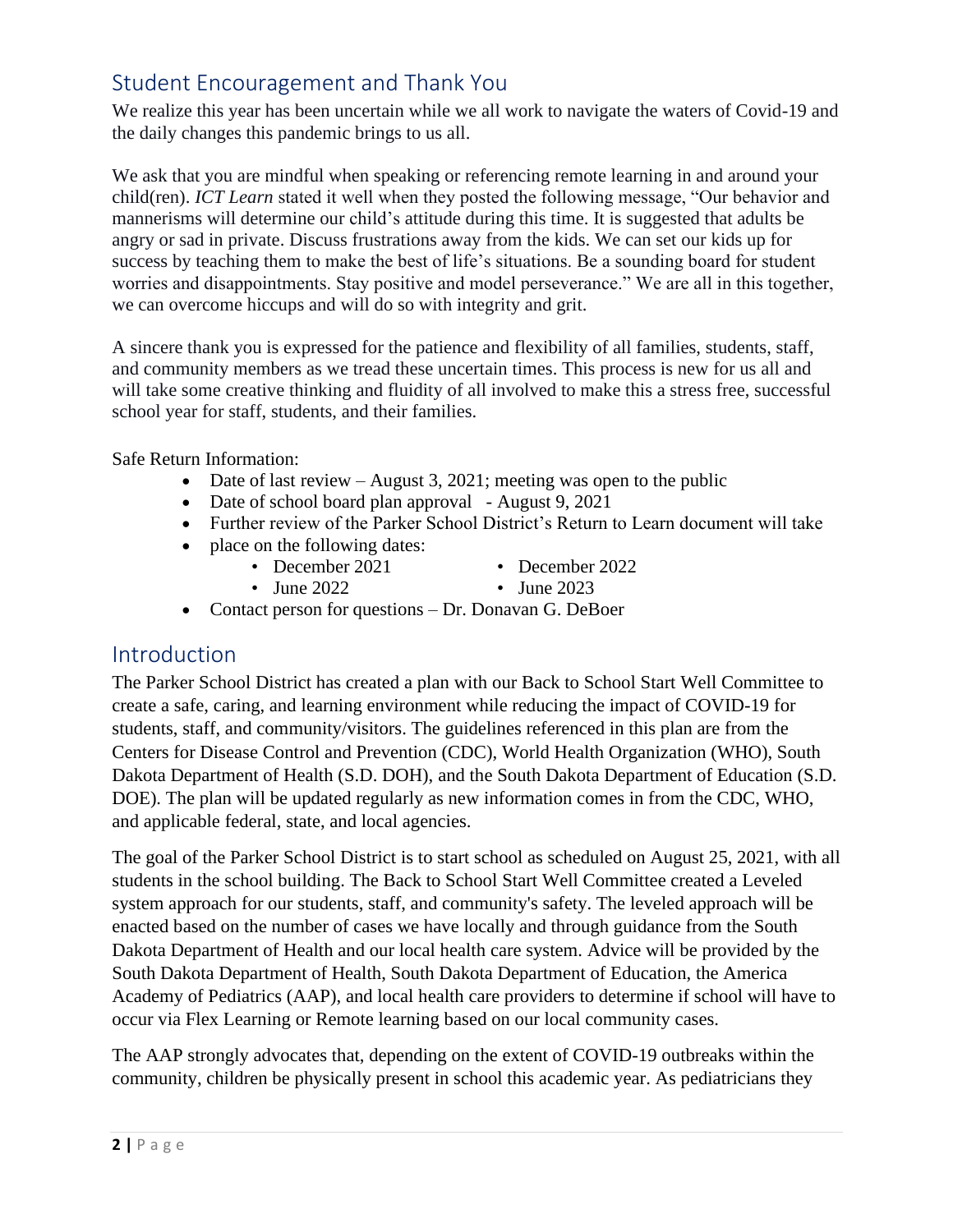## Student Encouragement and Thank You

We realize this year has been uncertain while we all work to navigate the waters of Covid-19 and the daily changes this pandemic brings to us all.

We ask that you are mindful when speaking or referencing remote learning in and around your child(ren). *ICT Learn* stated it well when they posted the following message, "Our behavior and mannerisms will determine our child's attitude during this time. It is suggested that adults be angry or sad in private. Discuss frustrations away from the kids. We can set our kids up for success by teaching them to make the best of life's situations. Be a sounding board for student worries and disappointments. Stay positive and model perseverance." We are all in this together, we can overcome hiccups and will do so with integrity and grit.

A sincere thank you is expressed for the patience and flexibility of all families, students, staff, and community members as we tread these uncertain times. This process is new for us all and will take some creative thinking and fluidity of all involved to make this a stress free, successful school year for staff, students, and their families.

Safe Return Information:

- Date of last review – August 3, 2021; meeting was open to the public
- Date of school board plan approval - August 9, 2021
- Further review of the Parker School District's Return to Learn document will take
- place on the following dates:
    - December 2021
    - June 2022
    - December 2022
    - June 2023
- Contact person for questions – Dr. Donavan G. DeBoer

## Introduction

The Parker School District has created a plan with our Back to School Start Well Committee to create a safe, caring, and learning environment while reducing the impact of COVID-19 for students, staff, and community/visitors. The guidelines referenced in this plan are from the Centers for Disease Control and Prevention (CDC), World Health Organization (WHO), South Dakota Department of Health (S.D. DOH), and the South Dakota Department of Education (S.D. DOE). The plan will be updated regularly as new information comes in from the CDC, WHO, and applicable federal, state, and local agencies.

The goal of the Parker School District is to start school as scheduled on August 25, 2021, with all students in the school building. The Back to School Start Well Committee created a Leveled system approach for our students, staff, and community's safety. The leveled approach will be enacted based on the number of cases we have locally and through guidance from the South Dakota Department of Health and our local health care system. Advice will be provided by the South Dakota Department of Health, South Dakota Department of Education, the America Academy of Pediatrics (AAP), and local health care providers to determine if school will have to occur via Flex Learning or Remote learning based on our local community cases.

The AAP strongly advocates that, depending on the extent of COVID-19 outbreaks within the community, children be physically present in school this academic year. As pediatricians they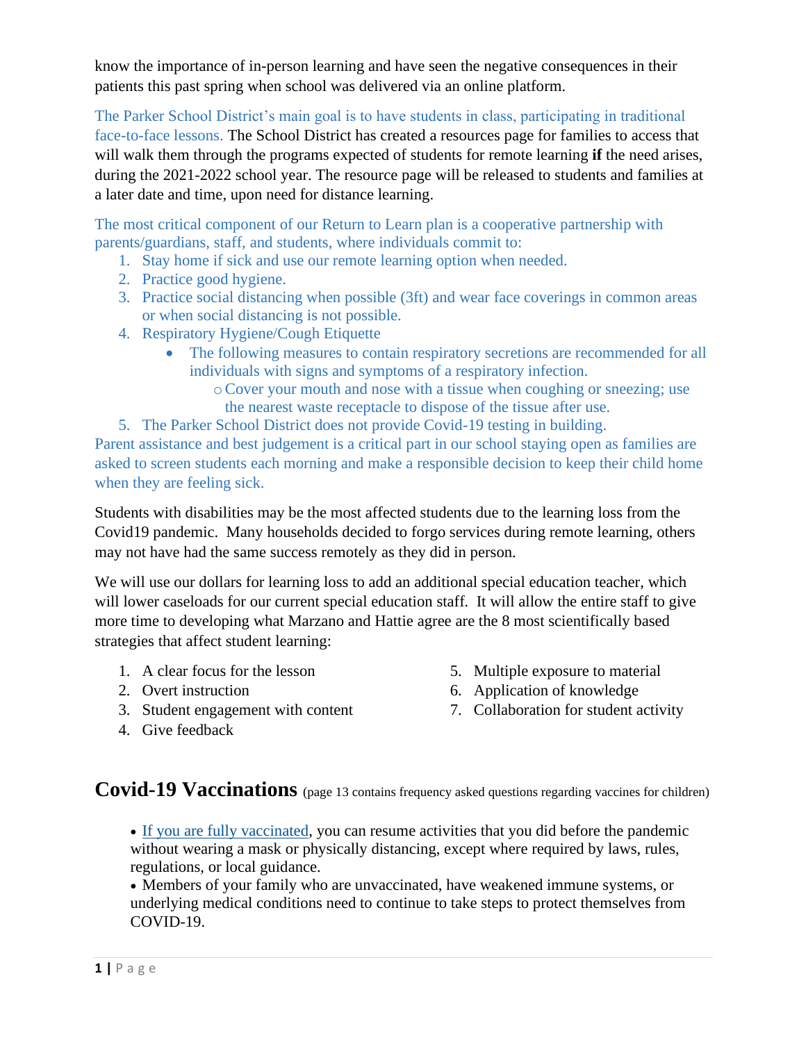know the importance of in-person learning and have seen the negative consequences in their patients this past spring when school was delivered via an online platform.

The Parker School District's main goal is to have students in class, participating in traditional face-to-face lessons. The School District has created a resources page for families to access that will walk them through the programs expected of students for remote learning **if** the need arises, during the 2021-2022 school year. The resource page will be released to students and families at a later date and time, upon need for distance learning.

The most critical component of our Return to Learn plan is a cooperative partnership with parents/guardians, staff, and students, where individuals commit to:

1. Stay home if sick and use our remote learning option when needed.
2. Practice good hygiene.
3. Practice social distancing when possible (3ft) and wear face coverings in common areas or when social distancing is not possible.
4. Respiratory Hygiene/Cough Etiquette
   - The following measures to contain respiratory secretions are recommended for all individuals with signs and symptoms of a respiratory infection.
     - Cover your mouth and nose with a tissue when coughing or sneezing; use the nearest waste receptacle to dispose of the tissue after use.
5. The Parker School District does not provide Covid-19 testing in building.

Parent assistance and best judgement is a critical part in our school staying open as families are asked to screen students each morning and make a responsible decision to keep their child home when they are feeling sick.

Students with disabilities may be the most affected students due to the learning loss from the Covid19 pandemic. Many households decided to forgo services during remote learning, others may not have had the same success remotely as they did in person.

We will use our dollars for learning loss to add an additional special education teacher, which will lower caseloads for our current special education staff. It will allow the entire staff to give more time to developing what Marzano and Hattie agree are the 8 most scientifically based strategies that affect student learning:

1. A clear focus for the lesson
2. Overt instruction
3. Student engagement with content
4. Give feedback
5. Multiple exposure to material
6. Application of knowledge
7. Collaboration for student activity

## Covid-19 Vaccinations (page 13 contains frequency asked questions regarding vaccines for children)

- If you are fully vaccinated, you can resume activities that you did before the pandemic without wearing a mask or physically distancing, except where required by laws, rules, regulations, or local guidance.
- Members of your family who are unvaccinated, have weakened immune systems, or underlying medical conditions need to continue to take steps to protect themselves from COVID-19.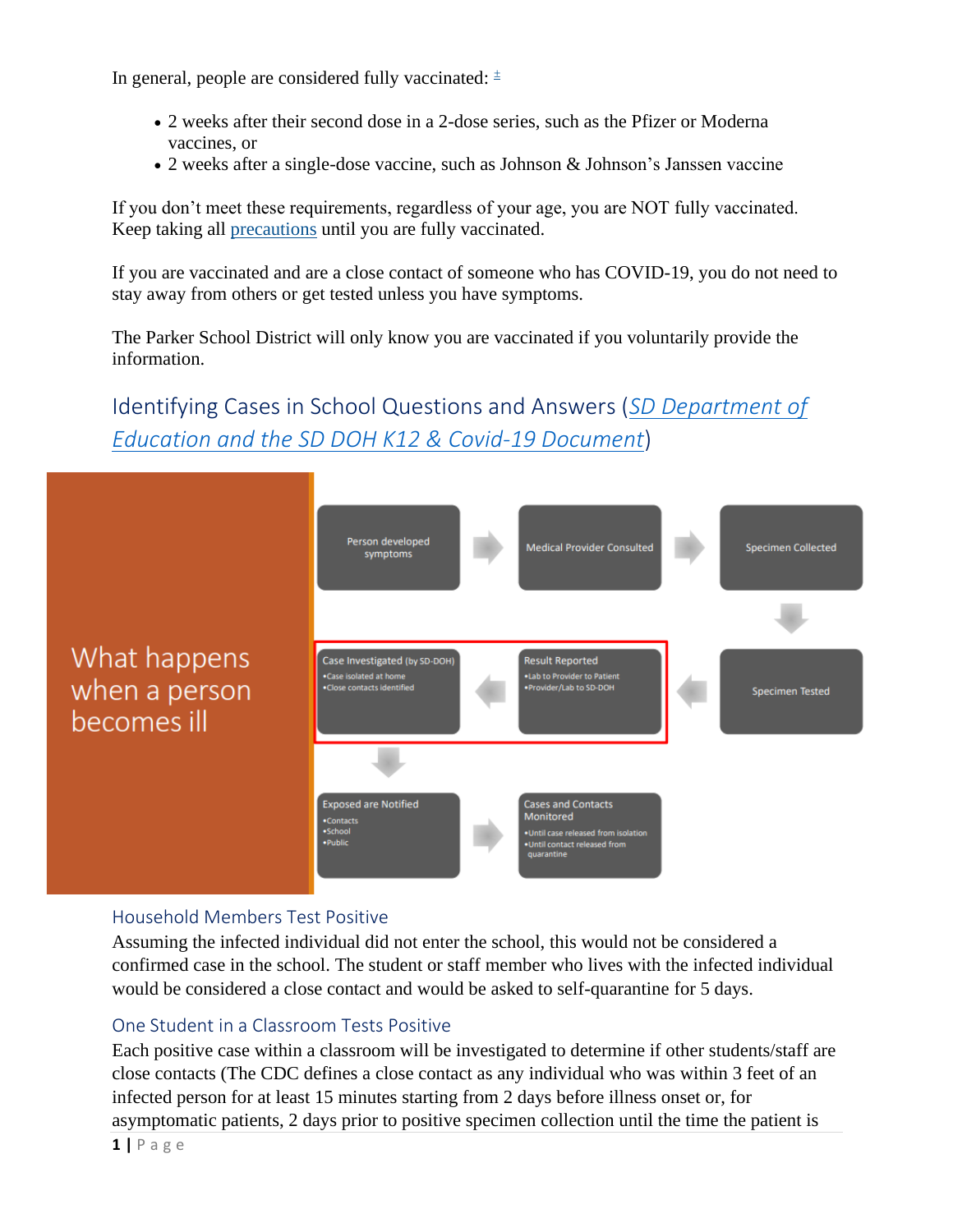In general, people are considered fully vaccinated: ±

- 2 weeks after their second dose in a 2-dose series, such as the Pfizer or Moderna vaccines, or
- 2 weeks after a single-dose vaccine, such as Johnson & Johnson's Janssen vaccine

If you don't meet these requirements, regardless of your age, you are NOT fully vaccinated. Keep taking all precautions until you are fully vaccinated.

If you are vaccinated and are a close contact of someone who has COVID-19, you do not need to stay away from others or get tested unless you have symptoms.

The Parker School District will only know you are vaccinated if you voluntarily provide the information.

## Identifying Cases in School Questions and Answers (*SD Department of Education and the SD DOH K12 & Covid-19 Document*)

What happens when a person becomes ill

Person developed symptoms

Medical Provider Consulted

Specimen Collected

Specimen Tested

Result Reported
- Lab to Provider to Patient
- Provider/Lab to SD-DOH

Case Investigated (by SD-DOH)
- Case isolated at home
- Close contacts identified

Exposed are Notified
- Contacts
- School
- Public

Cases and Contacts Monitored
- Until case released from isolation
- Until contact released from quarantine

### Household Members Test Positive

Assuming the infected individual did not enter the school, this would not be considered a confirmed case in the school. The student or staff member who lives with the infected individual would be considered a close contact and would be asked to self-quarantine for 5 days.

### One Student in a Classroom Tests Positive

Each positive case within a classroom will be investigated to determine if other students/staff are close contacts (The CDC defines a close contact as any individual who was within 3 feet of an infected person for at least 15 minutes starting from 2 days before illness onset or, for asymptomatic patients, 2 days prior to positive specimen collection until the time the patient is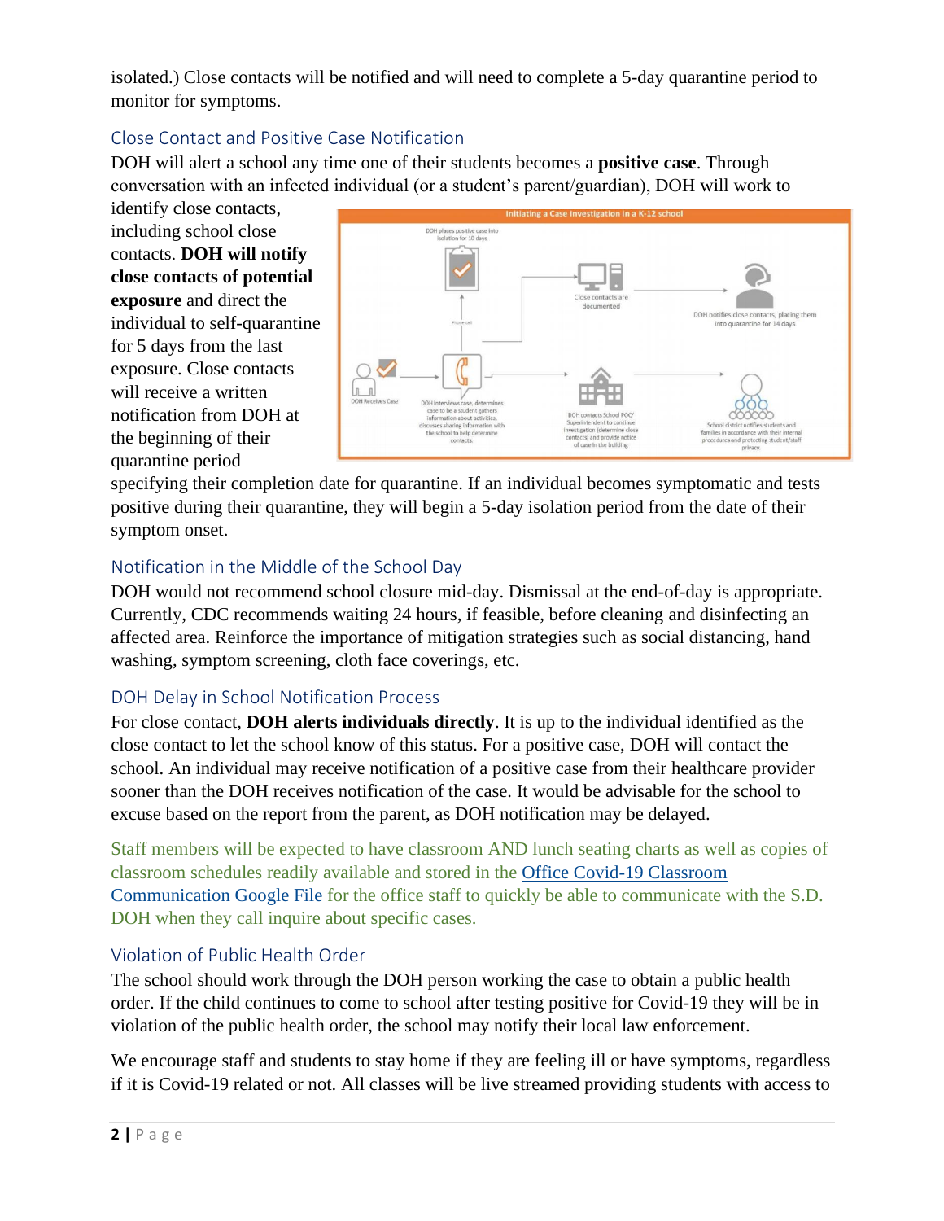isolated.) Close contacts will be notified and will need to complete a 5-day quarantine period to monitor for symptoms.

## Close Contact and Positive Case Notification

DOH will alert a school any time one of their students becomes a **positive case**. Through conversation with an infected individual (or a student's parent/guardian), DOH will work to identify close contacts, including school close contacts. **DOH will notify close contacts of potential exposure** and direct the individual to self-quarantine for 5 days from the last exposure. Close contacts will receive a written notification from DOH at the beginning of their quarantine period specifying their completion date for quarantine. If an individual becomes symptomatic and tests positive during their quarantine, they will begin a 5-day isolation period from the date of their symptom onset.

Initiating a Case Investigation in a K-12 school

DOH Receives Case

DOH interviews case, determines case to be a student gathers information about activities, discusses sharing information with the school to help determine contacts.

Phone call

DOH places positive case into isolation for 10 days

Close contacts are documented

DOH notifies close contacts, placing them into quarantine for 14 days

DOH contacts School POC/ Superintendent to continue investigation (determine close contacts) and provide notice of case in the building

School district notifies students and families in accordance with their internal procedures and protecting student/staff privacy.

## Notification in the Middle of the School Day

DOH would not recommend school closure mid-day. Dismissal at the end-of-day is appropriate. Currently, CDC recommends waiting 24 hours, if feasible, before cleaning and disinfecting an affected area. Reinforce the importance of mitigation strategies such as social distancing, hand washing, symptom screening, cloth face coverings, etc.

## DOH Delay in School Notification Process

For close contact, **DOH alerts individuals directly**. It is up to the individual identified as the close contact to let the school know of this status. For a positive case, DOH will contact the school. An individual may receive notification of a positive case from their healthcare provider sooner than the DOH receives notification of the case. It would be advisable for the school to excuse based on the report from the parent, as DOH notification may be delayed.

Staff members will be expected to have classroom AND lunch seating charts as well as copies of classroom schedules readily available and stored in the Office Covid-19 Classroom Communication Google File for the office staff to quickly be able to communicate with the S.D. DOH when they call inquire about specific cases.

## Violation of Public Health Order

The school should work through the DOH person working the case to obtain a public health order. If the child continues to come to school after testing positive for Covid-19 they will be in violation of the public health order, the school may notify their local law enforcement.

We encourage staff and students to stay home if they are feeling ill or have symptoms, regardless if it is Covid-19 related or not. All classes will be live streamed providing students with access to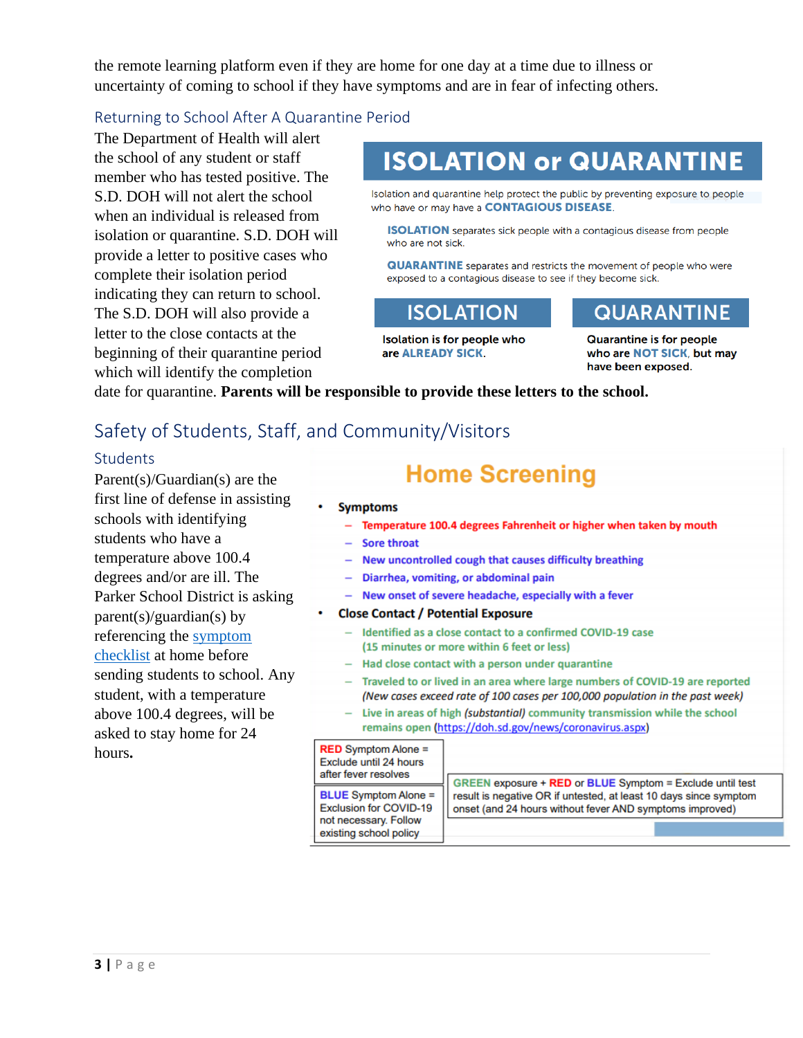the remote learning platform even if they are home for one day at a time due to illness or uncertainty of coming to school if they have symptoms and are in fear of infecting others.

### Returning to School After A Quarantine Period

The Department of Health will alert the school of any student or staff member who has tested positive. The S.D. DOH will not alert the school when an individual is released from isolation or quarantine. S.D. DOH will provide a letter to positive cases who complete their isolation period indicating they can return to school. The S.D. DOH will also provide a letter to the close contacts at the beginning of their quarantine period which will identify the completion date for quarantine. **Parents will be responsible to provide these letters to the school.**

**ISOLATION or QUARANTINE**

Isolation and quarantine help protect the public by preventing exposure to people who have or may have a **CONTAGIOUS DISEASE**.

**ISOLATION** separates sick people with a contagious disease from people who are not sick.

**QUARANTINE** separates and restricts the movement of people who were exposed to a contagious disease to see if they become sick.

| ISOLATION | QUARANTINE |
|---|---|
| Isolation is for people who are **ALREADY SICK**. | Quarantine is for people who are **NOT SICK**, but may have been exposed. |

## Safety of Students, Staff, and Community/Visitors

### Students

Parent(s)/Guardian(s) are the first line of defense in assisting schools with identifying students who have a temperature above 100.4 degrees and/or are ill. The Parker School District is asking parent(s)/guardian(s) by referencing the symptom checklist at home before sending students to school. Any student, with a temperature above 100.4 degrees, will be asked to stay home for 24 hours**.**

**Home Screening**

- **Symptoms**
  - Temperature 100.4 degrees Fahrenheit or higher when taken by mouth
  - Sore throat
  - New uncontrolled cough that causes difficulty breathing
  - Diarrhea, vomiting, or abdominal pain
  - New onset of severe headache, especially with a fever
- **Close Contact / Potential Exposure**
  - Identified as a close contact to a confirmed COVID-19 case (15 minutes or more within 6 feet or less)
  - Had close contact with a person under quarantine
  - Traveled to or lived in an area where large numbers of COVID-19 are reported *(New cases exceed rate of 100 cases per 100,000 population in the past week)*
  - Live in areas of high *(substantial)* community transmission while the school remains open (https://doh.sd.gov/news/coronavirus.aspx)

RED Symptom Alone = Exclude until 24 hours after fever resolves

BLUE Symptom Alone = Exclusion for COVID-19 not necessary. Follow existing school policy

GREEN exposure + RED or BLUE Symptom = Exclude until test result is negative OR if untested, at least 10 days since symptom onset (and 24 hours without fever AND symptoms improved)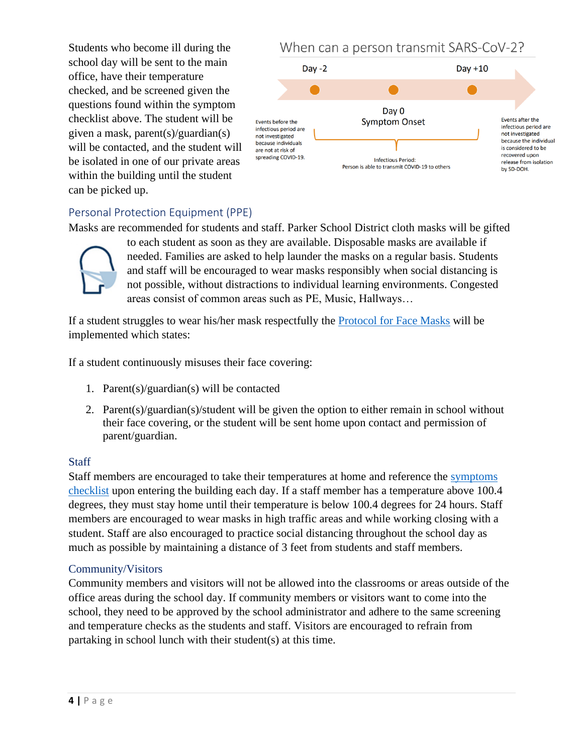Students who become ill during the school day will be sent to the main office, have their temperature checked, and be screened given the questions found within the symptom checklist above. The student will be given a mask, parent(s)/guardian(s) will be contacted, and the student will be isolated in one of our private areas within the building until the student can be picked up.

When can a person transmit SARS-CoV-2?

Day -2

Day +10

Day 0
Symptom Onset

Events before the infectious period are not investigated because individuals are not at risk of spreading COVID-19.

Infectious Period:
Person is able to transmit COVID-19 to others

Events after the infectious period are not investigated because the individual is considered to be recovered upon release from isolation by SD-DOH.

## Personal Protection Equipment (PPE)

Masks are recommended for students and staff. Parker School District cloth masks will be gifted to each student as soon as they are available. Disposable masks are available if needed. Families are asked to help launder the masks on a regular basis. Students and staff will be encouraged to wear masks responsibly when social distancing is not possible, without distractions to individual learning environments. Congested areas consist of common areas such as PE, Music, Hallways…

If a student struggles to wear his/her mask respectfully the Protocol for Face Masks will be implemented which states:

If a student continuously misuses their face covering:

1. Parent(s)/guardian(s) will be contacted
2. Parent(s)/guardian(s)/student will be given the option to either remain in school without their face covering, or the student will be sent home upon contact and permission of parent/guardian.

## Staff

Staff members are encouraged to take their temperatures at home and reference the symptoms checklist upon entering the building each day. If a staff member has a temperature above 100.4 degrees, they must stay home until their temperature is below 100.4 degrees for 24 hours. Staff members are encouraged to wear masks in high traffic areas and while working closing with a student. Staff are also encouraged to practice social distancing throughout the school day as much as possible by maintaining a distance of 3 feet from students and staff members.

## Community/Visitors

Community members and visitors will not be allowed into the classrooms or areas outside of the office areas during the school day. If community members or visitors want to come into the school, they need to be approved by the school administrator and adhere to the same screening and temperature checks as the students and staff. Visitors are encouraged to refrain from partaking in school lunch with their student(s) at this time.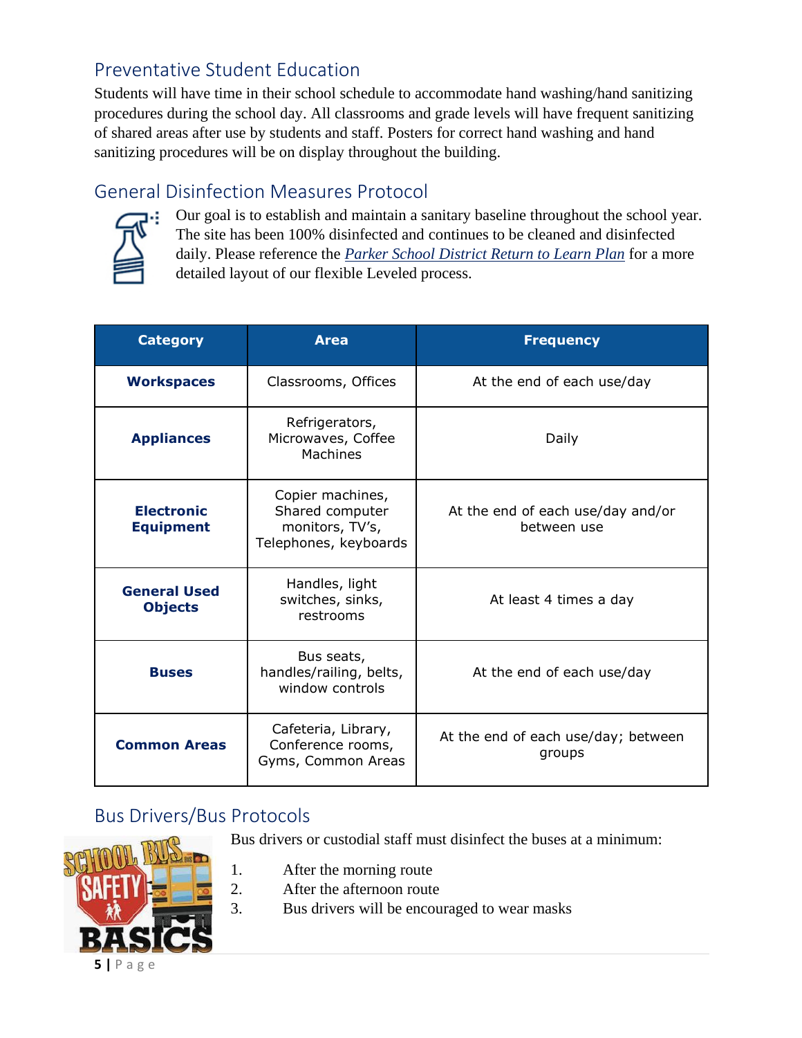## Preventative Student Education

Students will have time in their school schedule to accommodate hand washing/hand sanitizing procedures during the school day. All classrooms and grade levels will have frequent sanitizing of shared areas after use by students and staff. Posters for correct hand washing and hand sanitizing procedures will be on display throughout the building.

## General Disinfection Measures Protocol

Our goal is to establish and maintain a sanitary baseline throughout the school year. The site has been 100% disinfected and continues to be cleaned and disinfected daily. Please reference the *Parker School District Return to Learn Plan* for a more detailed layout of our flexible Leveled process.

| Category | Area | Frequency |
| --- | --- | --- |
| **Workspaces** | Classrooms, Offices | At the end of each use/day |
| **Appliances** | Refrigerators, Microwaves, Coffee Machines | Daily |
| **Electronic Equipment** | Copier machines, Shared computer monitors, TV's, Telephones, keyboards | At the end of each use/day and/or between use |
| **General Used Objects** | Handles, light switches, sinks, restrooms | At least 4 times a day |
| **Buses** | Bus seats, handles/railing, belts, window controls | At the end of each use/day |
| **Common Areas** | Cafeteria, Library, Conference rooms, Gyms, Common Areas | At the end of each use/day; between groups |

## Bus Drivers/Bus Protocols

Bus drivers or custodial staff must disinfect the buses at a minimum:

1. After the morning route
2. After the afternoon route
3. Bus drivers will be encouraged to wear masks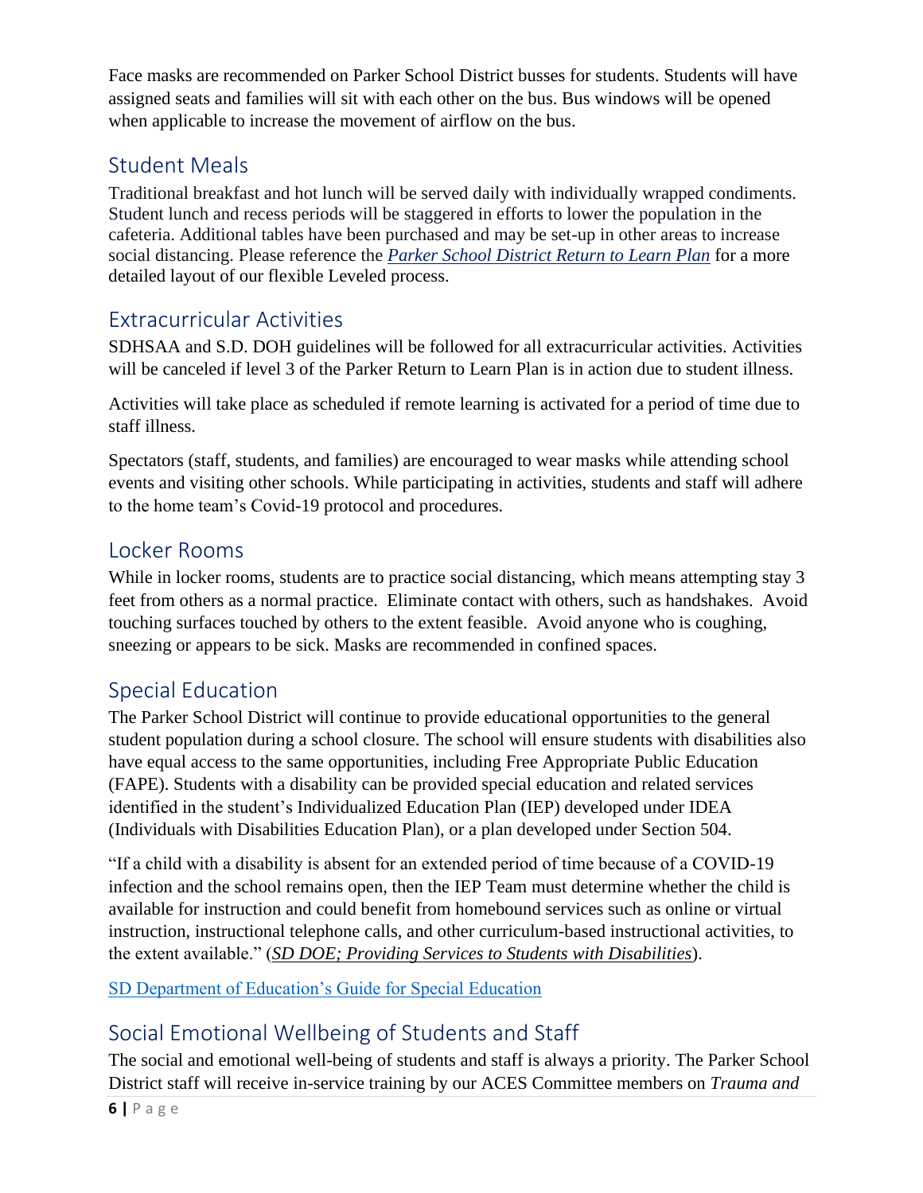Face masks are recommended on Parker School District busses for students. Students will have assigned seats and families will sit with each other on the bus. Bus windows will be opened when applicable to increase the movement of airflow on the bus.

## Student Meals

Traditional breakfast and hot lunch will be served daily with individually wrapped condiments. Student lunch and recess periods will be staggered in efforts to lower the population in the cafeteria. Additional tables have been purchased and may be set-up in other areas to increase social distancing. Please reference the ***Parker School District Return to Learn Plan*** for a more detailed layout of our flexible Leveled process.

## Extracurricular Activities

SDHSAA and S.D. DOH guidelines will be followed for all extracurricular activities. Activities will be canceled if level 3 of the Parker Return to Learn Plan is in action due to student illness.

Activities will take place as scheduled if remote learning is activated for a period of time due to staff illness.

Spectators (staff, students, and families) are encouraged to wear masks while attending school events and visiting other schools. While participating in activities, students and staff will adhere to the home team's Covid-19 protocol and procedures.

## Locker Rooms

While in locker rooms, students are to practice social distancing, which means attempting stay 3 feet from others as a normal practice. Eliminate contact with others, such as handshakes. Avoid touching surfaces touched by others to the extent feasible. Avoid anyone who is coughing, sneezing or appears to be sick. Masks are recommended in confined spaces.

## Special Education

The Parker School District will continue to provide educational opportunities to the general student population during a school closure. The school will ensure students with disabilities also have equal access to the same opportunities, including Free Appropriate Public Education (FAPE). Students with a disability can be provided special education and related services identified in the student's Individualized Education Plan (IEP) developed under IDEA (Individuals with Disabilities Education Plan), or a plan developed under Section 504.

"If a child with a disability is absent for an extended period of time because of a COVID-19 infection and the school remains open, then the IEP Team must determine whether the child is available for instruction and could benefit from homebound services such as online or virtual instruction, instructional telephone calls, and other curriculum-based instructional activities, to the extent available." (*SD DOE; Providing Services to Students with Disabilities*).

SD Department of Education's Guide for Special Education

## Social Emotional Wellbeing of Students and Staff

The social and emotional well-being of students and staff is always a priority. The Parker School District staff will receive in-service training by our ACES Committee members on *Trauma and*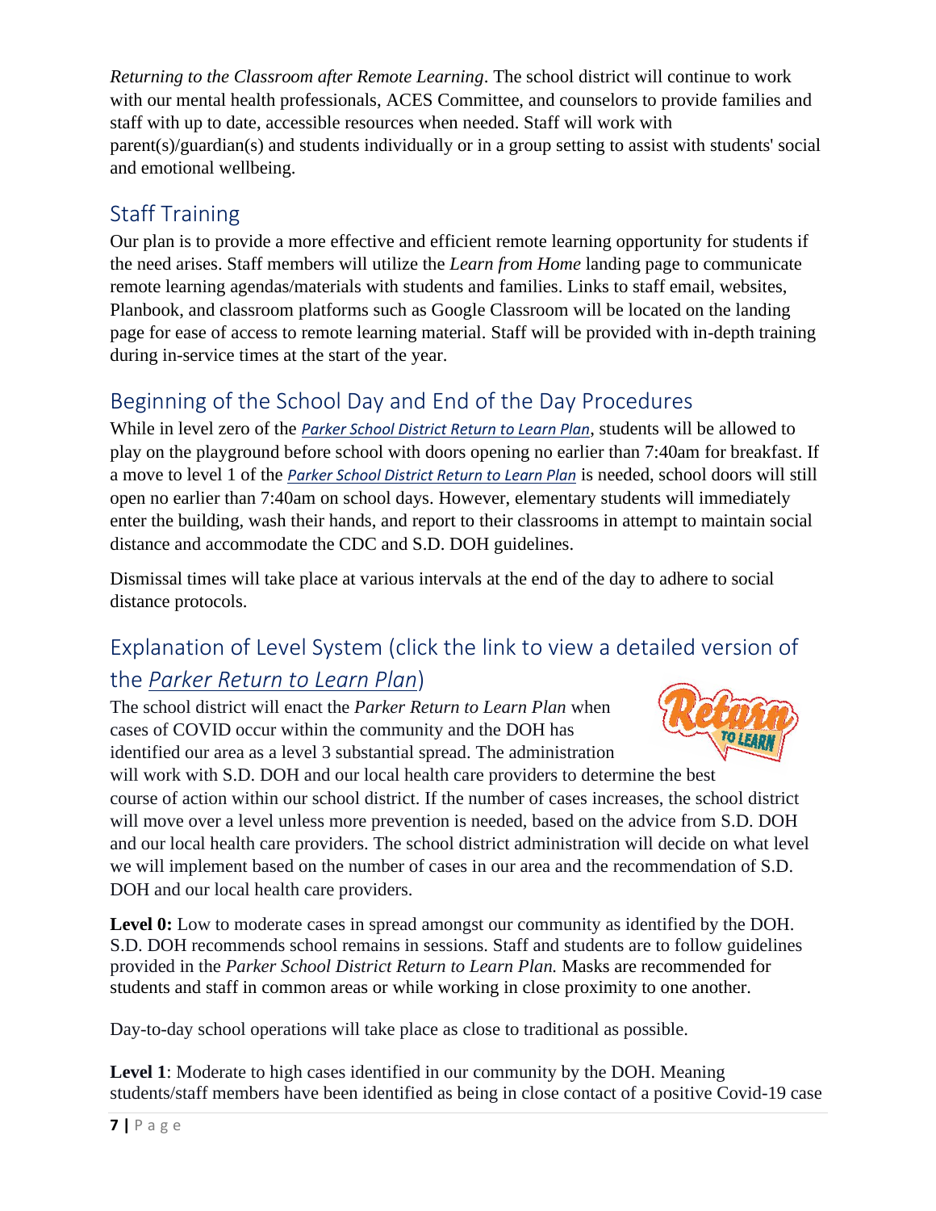*Returning to the Classroom after Remote Learning*. The school district will continue to work with our mental health professionals, ACES Committee, and counselors to provide families and staff with up to date, accessible resources when needed. Staff will work with parent(s)/guardian(s) and students individually or in a group setting to assist with students' social and emotional wellbeing.

## Staff Training

Our plan is to provide a more effective and efficient remote learning opportunity for students if the need arises. Staff members will utilize the *Learn from Home* landing page to communicate remote learning agendas/materials with students and families. Links to staff email, websites, Planbook, and classroom platforms such as Google Classroom will be located on the landing page for ease of access to remote learning material. Staff will be provided with in-depth training during in-service times at the start of the year.

## Beginning of the School Day and End of the Day Procedures

While in level zero of the *Parker School District Return to Learn Plan*, students will be allowed to play on the playground before school with doors opening no earlier than 7:40am for breakfast. If a move to level 1 of the *Parker School District Return to Learn Plan* is needed, school doors will still open no earlier than 7:40am on school days. However, elementary students will immediately enter the building, wash their hands, and report to their classrooms in attempt to maintain social distance and accommodate the CDC and S.D. DOH guidelines.

Dismissal times will take place at various intervals at the end of the day to adhere to social distance protocols.

## Explanation of Level System (click the link to view a detailed version of the *Parker Return to Learn Plan*)

The school district will enact the *Parker Return to Learn Plan* when cases of COVID occur within the community and the DOH has identified our area as a level 3 substantial spread. The administration will work with S.D. DOH and our local health care providers to determine the best course of action within our school district. If the number of cases increases, the school district will move over a level unless more prevention is needed, based on the advice from S.D. DOH and our local health care providers. The school district administration will decide on what level we will implement based on the number of cases in our area and the recommendation of S.D. DOH and our local health care providers.

**Level 0:** Low to moderate cases in spread amongst our community as identified by the DOH. S.D. DOH recommends school remains in sessions. Staff and students are to follow guidelines provided in the *Parker School District Return to Learn Plan.* Masks are recommended for students and staff in common areas or while working in close proximity to one another.

Day-to-day school operations will take place as close to traditional as possible.

**Level 1**: Moderate to high cases identified in our community by the DOH. Meaning students/staff members have been identified as being in close contact of a positive Covid-19 case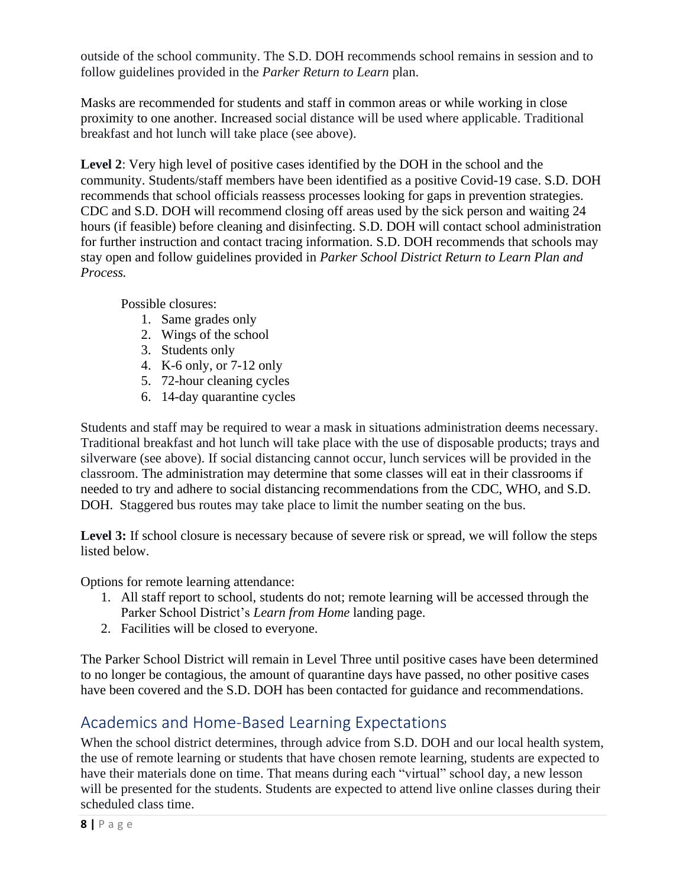outside of the school community. The S.D. DOH recommends school remains in session and to follow guidelines provided in the *Parker Return to Learn* plan.

Masks are recommended for students and staff in common areas or while working in close proximity to one another. Increased social distance will be used where applicable. Traditional breakfast and hot lunch will take place (see above).

**Level 2**: Very high level of positive cases identified by the DOH in the school and the community. Students/staff members have been identified as a positive Covid-19 case. S.D. DOH recommends that school officials reassess processes looking for gaps in prevention strategies. CDC and S.D. DOH will recommend closing off areas used by the sick person and waiting 24 hours (if feasible) before cleaning and disinfecting. S.D. DOH will contact school administration for further instruction and contact tracing information. S.D. DOH recommends that schools may stay open and follow guidelines provided in *Parker School District Return to Learn Plan and Process.*

Possible closures:

1. Same grades only
2. Wings of the school
3. Students only
4. K-6 only, or 7-12 only
5. 72-hour cleaning cycles
6. 14-day quarantine cycles

Students and staff may be required to wear a mask in situations administration deems necessary. Traditional breakfast and hot lunch will take place with the use of disposable products; trays and silverware (see above). If social distancing cannot occur, lunch services will be provided in the classroom. The administration may determine that some classes will eat in their classrooms if needed to try and adhere to social distancing recommendations from the CDC, WHO, and S.D. DOH. Staggered bus routes may take place to limit the number seating on the bus.

**Level 3:** If school closure is necessary because of severe risk or spread, we will follow the steps listed below.

Options for remote learning attendance:

1. All staff report to school, students do not; remote learning will be accessed through the Parker School District's *Learn from Home* landing page.
2. Facilities will be closed to everyone.

The Parker School District will remain in Level Three until positive cases have been determined to no longer be contagious, the amount of quarantine days have passed, no other positive cases have been covered and the S.D. DOH has been contacted for guidance and recommendations.

## Academics and Home-Based Learning Expectations

When the school district determines, through advice from S.D. DOH and our local health system, the use of remote learning or students that have chosen remote learning, students are expected to have their materials done on time. That means during each "virtual" school day, a new lesson will be presented for the students. Students are expected to attend live online classes during their scheduled class time.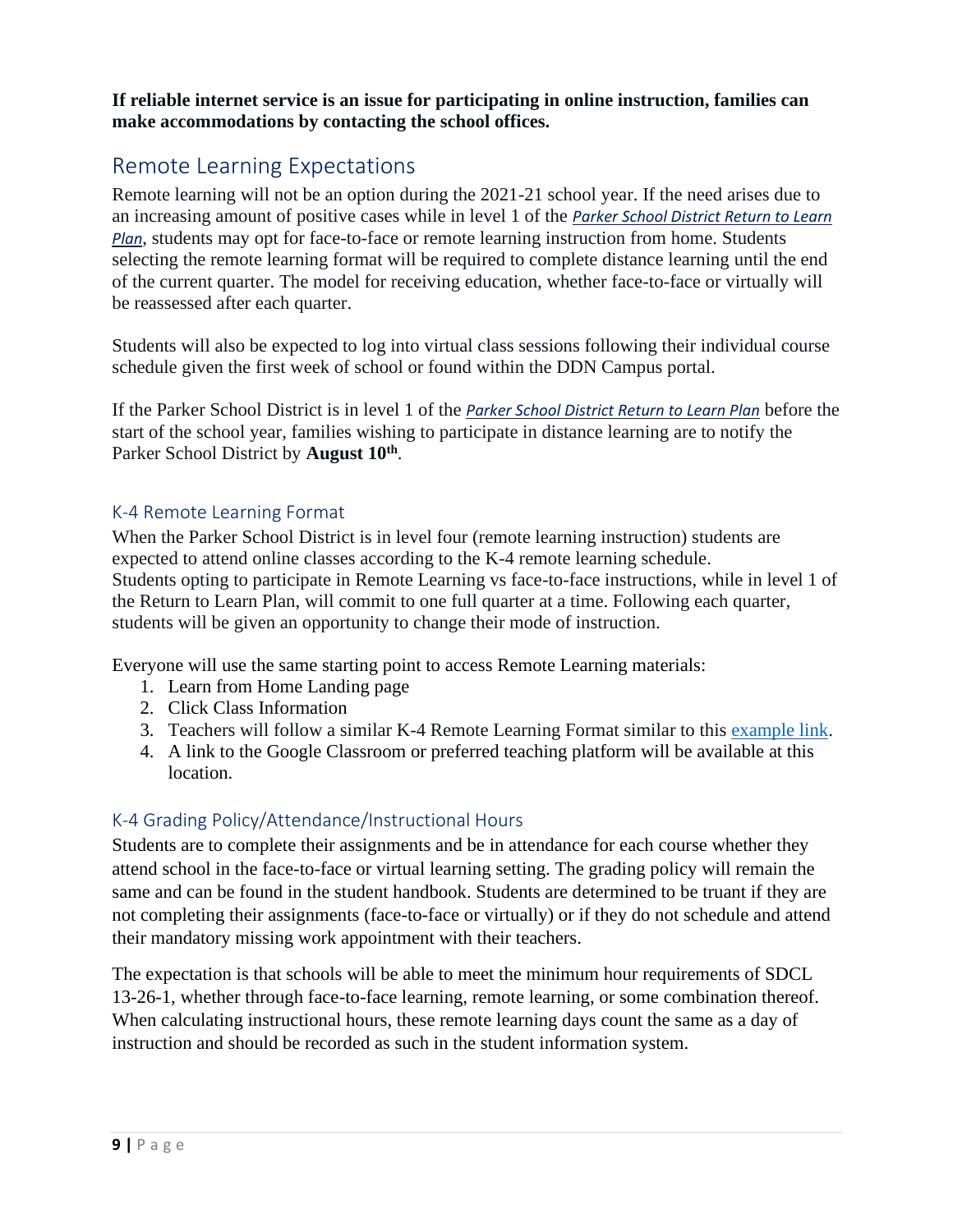**If reliable internet service is an issue for participating in online instruction, families can make accommodations by contacting the school offices.**

## Remote Learning Expectations

Remote learning will not be an option during the 2021-21 school year. If the need arises due to an increasing amount of positive cases while in level 1 of the *Parker School District Return to Learn Plan*, students may opt for face-to-face or remote learning instruction from home. Students selecting the remote learning format will be required to complete distance learning until the end of the current quarter. The model for receiving education, whether face-to-face or virtually will be reassessed after each quarter.

Students will also be expected to log into virtual class sessions following their individual course schedule given the first week of school or found within the DDN Campus portal.

If the Parker School District is in level 1 of the *Parker School District Return to Learn Plan* before the start of the school year, families wishing to participate in distance learning are to notify the Parker School District by **August 10th**.

### K-4 Remote Learning Format

When the Parker School District is in level four (remote learning instruction) students are expected to attend online classes according to the K-4 remote learning schedule.
Students opting to participate in Remote Learning vs face-to-face instructions, while in level 1 of the Return to Learn Plan, will commit to one full quarter at a time. Following each quarter, students will be given an opportunity to change their mode of instruction.

Everyone will use the same starting point to access Remote Learning materials:

1. Learn from Home Landing page
2. Click Class Information
3. Teachers will follow a similar K-4 Remote Learning Format similar to this example link.
4. A link to the Google Classroom or preferred teaching platform will be available at this location.

### K-4 Grading Policy/Attendance/Instructional Hours

Students are to complete their assignments and be in attendance for each course whether they attend school in the face-to-face or virtual learning setting. The grading policy will remain the same and can be found in the student handbook. Students are determined to be truant if they are not completing their assignments (face-to-face or virtually) or if they do not schedule and attend their mandatory missing work appointment with their teachers.

The expectation is that schools will be able to meet the minimum hour requirements of SDCL 13-26-1, whether through face-to-face learning, remote learning, or some combination thereof. When calculating instructional hours, these remote learning days count the same as a day of instruction and should be recorded as such in the student information system.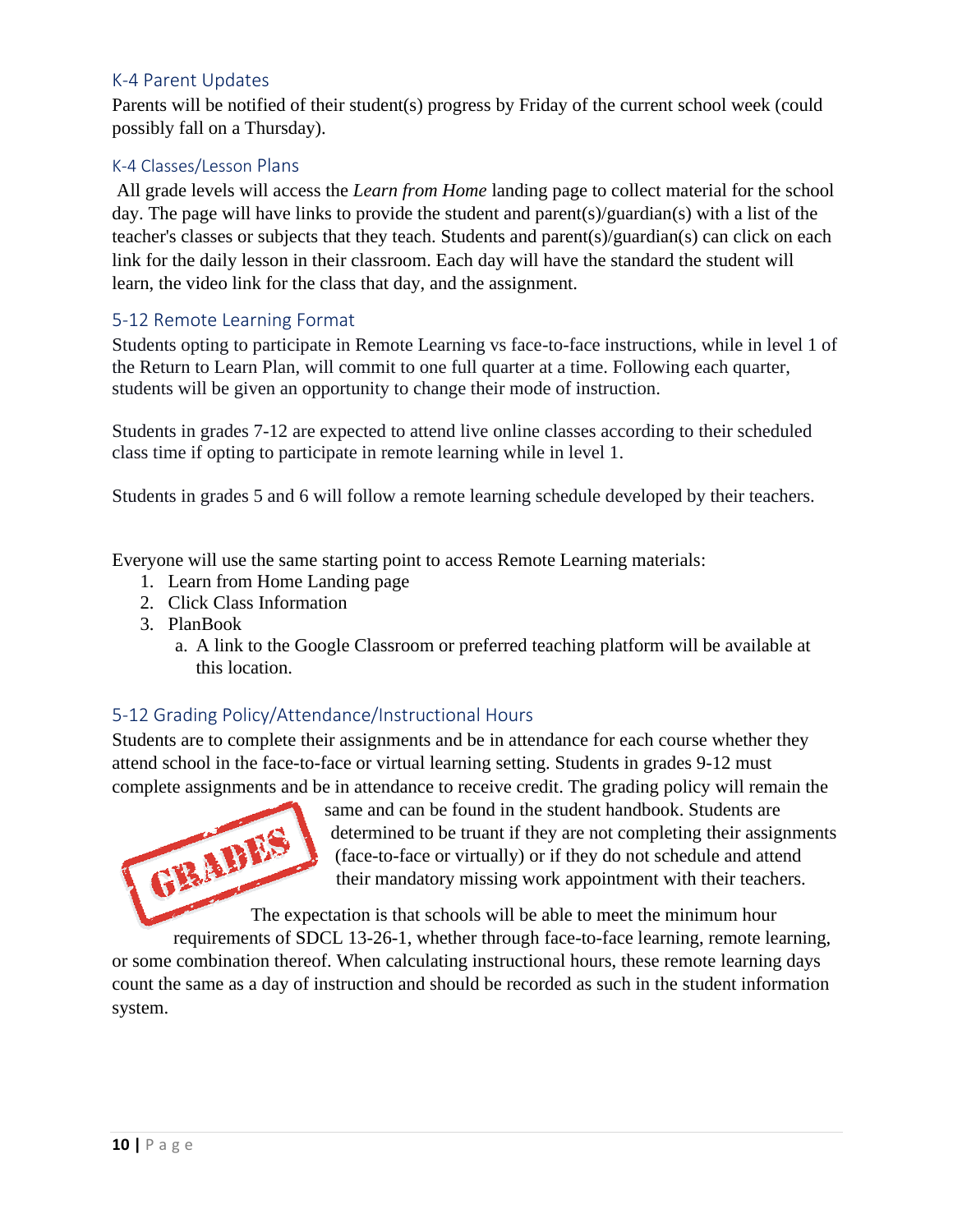### K-4 Parent Updates

Parents will be notified of their student(s) progress by Friday of the current school week (could possibly fall on a Thursday).

### K-4 Classes/Lesson Plans

All grade levels will access the *Learn from Home* landing page to collect material for the school day. The page will have links to provide the student and parent(s)/guardian(s) with a list of the teacher's classes or subjects that they teach. Students and parent(s)/guardian(s) can click on each link for the daily lesson in their classroom. Each day will have the standard the student will learn, the video link for the class that day, and the assignment.

### 5-12 Remote Learning Format

Students opting to participate in Remote Learning vs face-to-face instructions, while in level 1 of the Return to Learn Plan, will commit to one full quarter at a time. Following each quarter, students will be given an opportunity to change their mode of instruction.

Students in grades 7-12 are expected to attend live online classes according to their scheduled class time if opting to participate in remote learning while in level 1.

Students in grades 5 and 6 will follow a remote learning schedule developed by their teachers.

Everyone will use the same starting point to access Remote Learning materials:

1. Learn from Home Landing page
2. Click Class Information
3. PlanBook
   a. A link to the Google Classroom or preferred teaching platform will be available at this location.

### 5-12 Grading Policy/Attendance/Instructional Hours

Students are to complete their assignments and be in attendance for each course whether they attend school in the face-to-face or virtual learning setting. Students in grades 9-12 must complete assignments and be in attendance to receive credit. The grading policy will remain the same and can be found in the student handbook. Students are determined to be truant if they are not completing their assignments (face-to-face or virtually) or if they do not schedule and attend their mandatory missing work appointment with their teachers.

The expectation is that schools will be able to meet the minimum hour requirements of SDCL 13-26-1, whether through face-to-face learning, remote learning, or some combination thereof. When calculating instructional hours, these remote learning days count the same as a day of instruction and should be recorded as such in the student information system.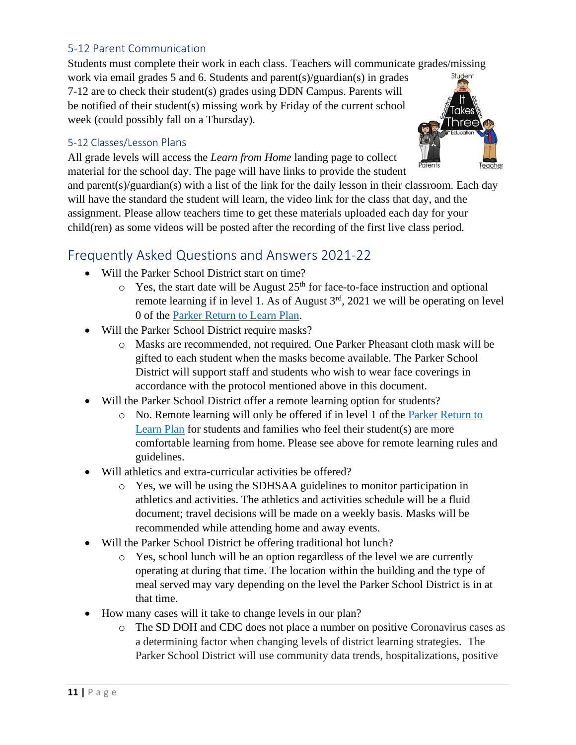### 5-12 Parent Communication

Students must complete their work in each class. Teachers will communicate grades/missing work via email grades 5 and 6. Students and parent(s)/guardian(s) in grades 7-12 are to check their student(s) grades using DDN Campus. Parents will be notified of their student(s) missing work by Friday of the current school week (could possibly fall on a Thursday).

### 5-12 Classes/Lesson Plans

All grade levels will access the *Learn from Home* landing page to collect material for the school day. The page will have links to provide the student and parent(s)/guardian(s) with a list of the link for the daily lesson in their classroom. Each day will have the standard the student will learn, the video link for the class that day, and the assignment. Please allow teachers time to get these materials uploaded each day for your child(ren) as some videos will be posted after the recording of the first live class period.

## Frequently Asked Questions and Answers 2021-22

- Will the Parker School District start on time?
  - Yes, the start date will be August 25th for face-to-face instruction and optional remote learning if in level 1. As of August 3rd, 2021 we will be operating on level 0 of the Parker Return to Learn Plan.
- Will the Parker School District require masks?
  - Masks are recommended, not required. One Parker Pheasant cloth mask will be gifted to each student when the masks become available. The Parker School District will support staff and students who wish to wear face coverings in accordance with the protocol mentioned above in this document.
- Will the Parker School District offer a remote learning option for students?
  - No. Remote learning will only be offered if in level 1 of the Parker Return to Learn Plan for students and families who feel their student(s) are more comfortable learning from home. Please see above for remote learning rules and guidelines.
- Will athletics and extra-curricular activities be offered?
  - Yes, we will be using the SDHSAA guidelines to monitor participation in athletics and activities. The athletics and activities schedule will be a fluid document; travel decisions will be made on a weekly basis. Masks will be recommended while attending home and away events.
- Will the Parker School District be offering traditional hot lunch?
  - Yes, school lunch will be an option regardless of the level we are currently operating at during that time. The location within the building and the type of meal served may vary depending on the level the Parker School District is in at that time.
- How many cases will it take to change levels in our plan?
  - The SD DOH and CDC does not place a number on positive Coronavirus cases as a determining factor when changing levels of district learning strategies. The Parker School District will use community data trends, hospitalizations, positive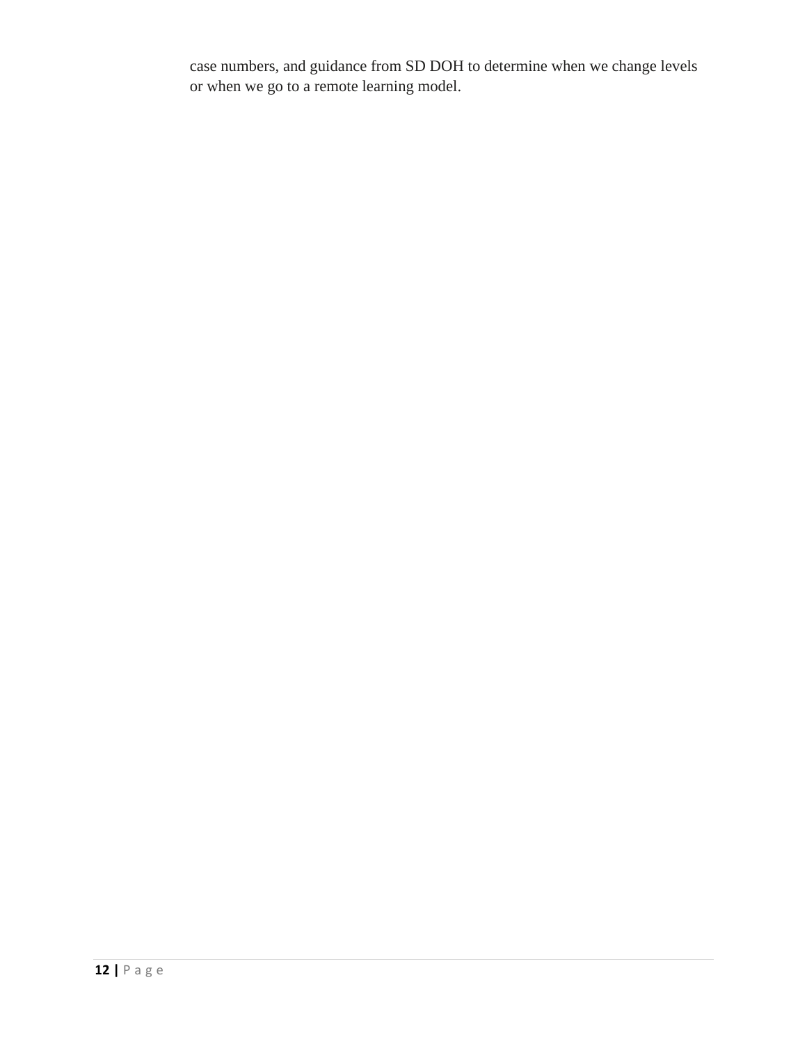case numbers, and guidance from SD DOH to determine when we change levels or when we go to a remote learning model.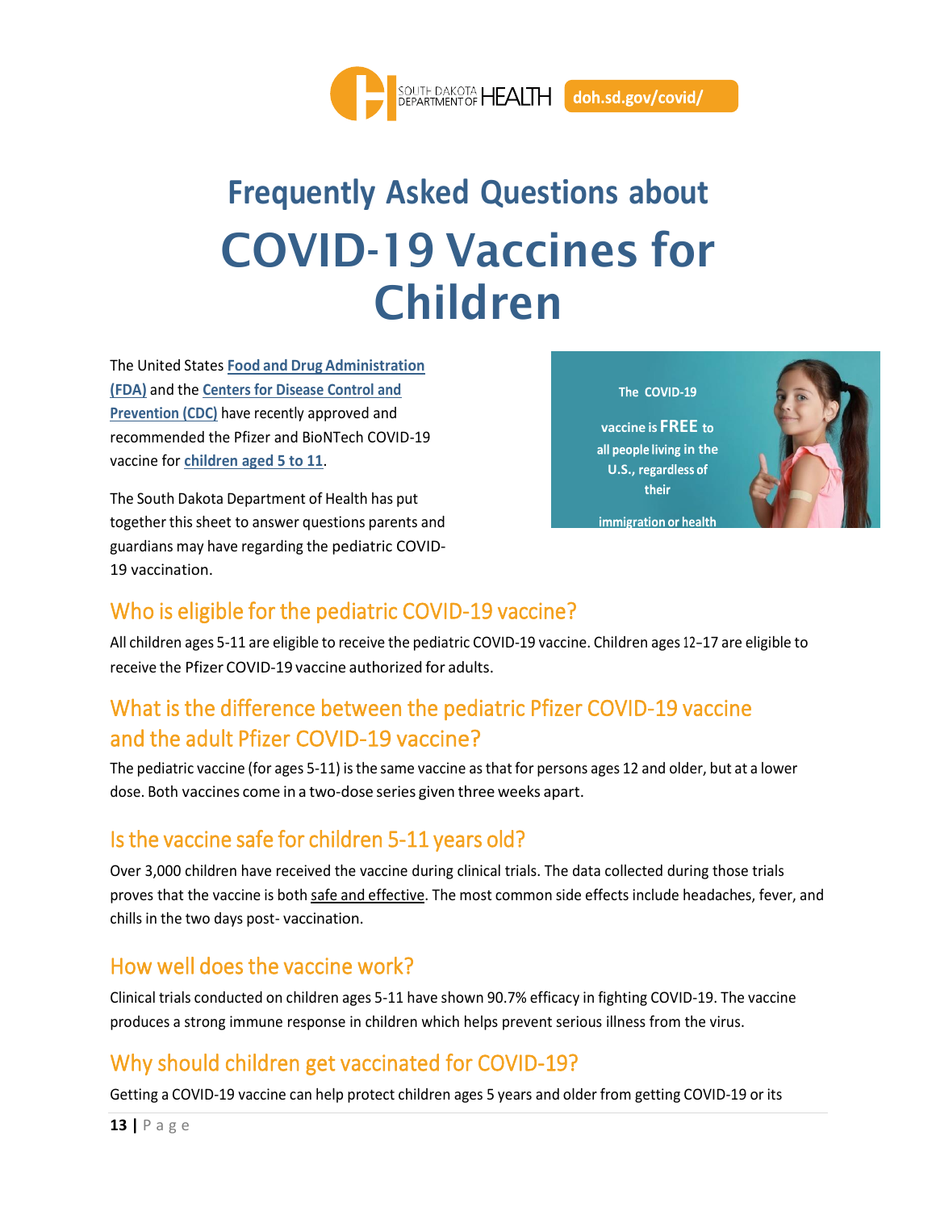SOUTH DAKOTA DEPARTMENT OF HEALTH doh.sd.gov/covid/

# Frequently Asked Questions about
# COVID-19 Vaccines for Children

The United States Food and Drug Administration (FDA) and the Centers for Disease Control and Prevention (CDC) have recently approved and recommended the Pfizer and BioNTech COVID-19 vaccine for children aged 5 to 11.

The South Dakota Department of Health has put together this sheet to answer questions parents and guardians may have regarding the pediatric COVID-19 vaccination.

The COVID-19 vaccine is FREE to all people living in the U.S., regardless of their immigration or health

## Who is eligible for the pediatric COVID-19 vaccine?

All children ages 5-11 are eligible to receive the pediatric COVID-19 vaccine. Children ages 12–17 are eligible to receive the Pfizer COVID-19 vaccine authorized for adults.

## What is the difference between the pediatric Pfizer COVID-19 vaccine and the adult Pfizer COVID-19 vaccine?

The pediatric vaccine (for ages 5-11) is the same vaccine as that for persons ages 12 and older, but at a lower dose. Both vaccines come in a two-dose series given three weeks apart.

## Is the vaccine safe for children 5-11 years old?

Over 3,000 children have received the vaccine during clinical trials. The data collected during those trials proves that the vaccine is both safe and effective. The most common side effects include headaches, fever, and chills in the two days post- vaccination.

## How well does the vaccine work?

Clinical trials conducted on children ages 5-11 have shown 90.7% efficacy in fighting COVID-19. The vaccine produces a strong immune response in children which helps prevent serious illness from the virus.

## Why should children get vaccinated for COVID-19?

Getting a COVID-19 vaccine can help protect children ages 5 years and older from getting COVID-19 or its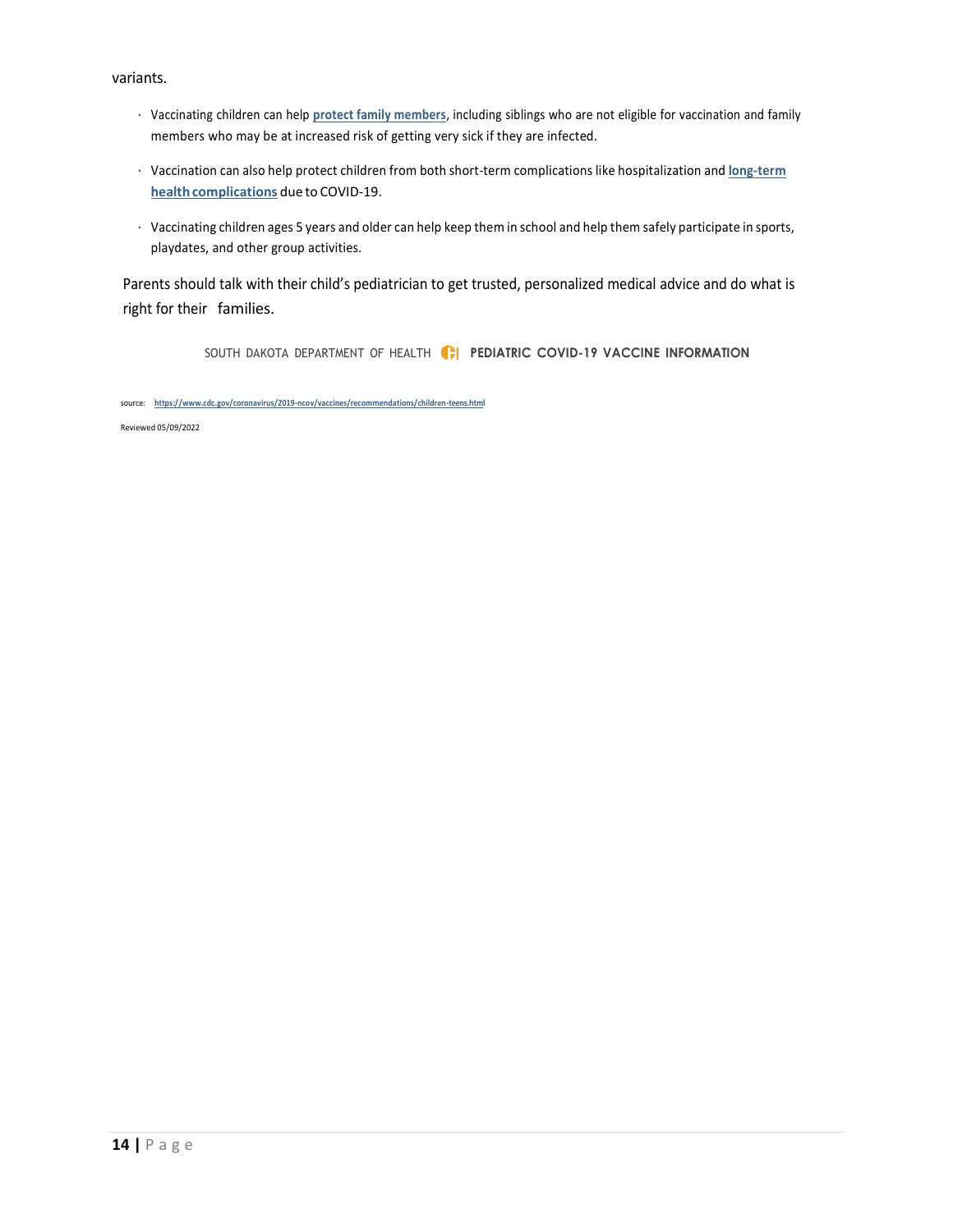variants.

- Vaccinating children can help **protect family members**, including siblings who are not eligible for vaccination and family members who may be at increased risk of getting very sick if they are infected.
- Vaccination can also help protect children from both short-term complications like hospitalization and **long-term health complications** due to COVID-19.
- Vaccinating children ages 5 years and older can help keep them in school and help them safely participate in sports, playdates, and other group activities.

Parents should talk with their child's pediatrician to get trusted, personalized medical advice and do what is right for their families.

SOUTH DAKOTA DEPARTMENT OF HEALTH **PEDIATRIC COVID-19 VACCINE INFORMATION**

source: https://www.cdc.gov/coronavirus/2019-ncov/vaccines/recommendations/children-teens.html

Reviewed 05/09/2022